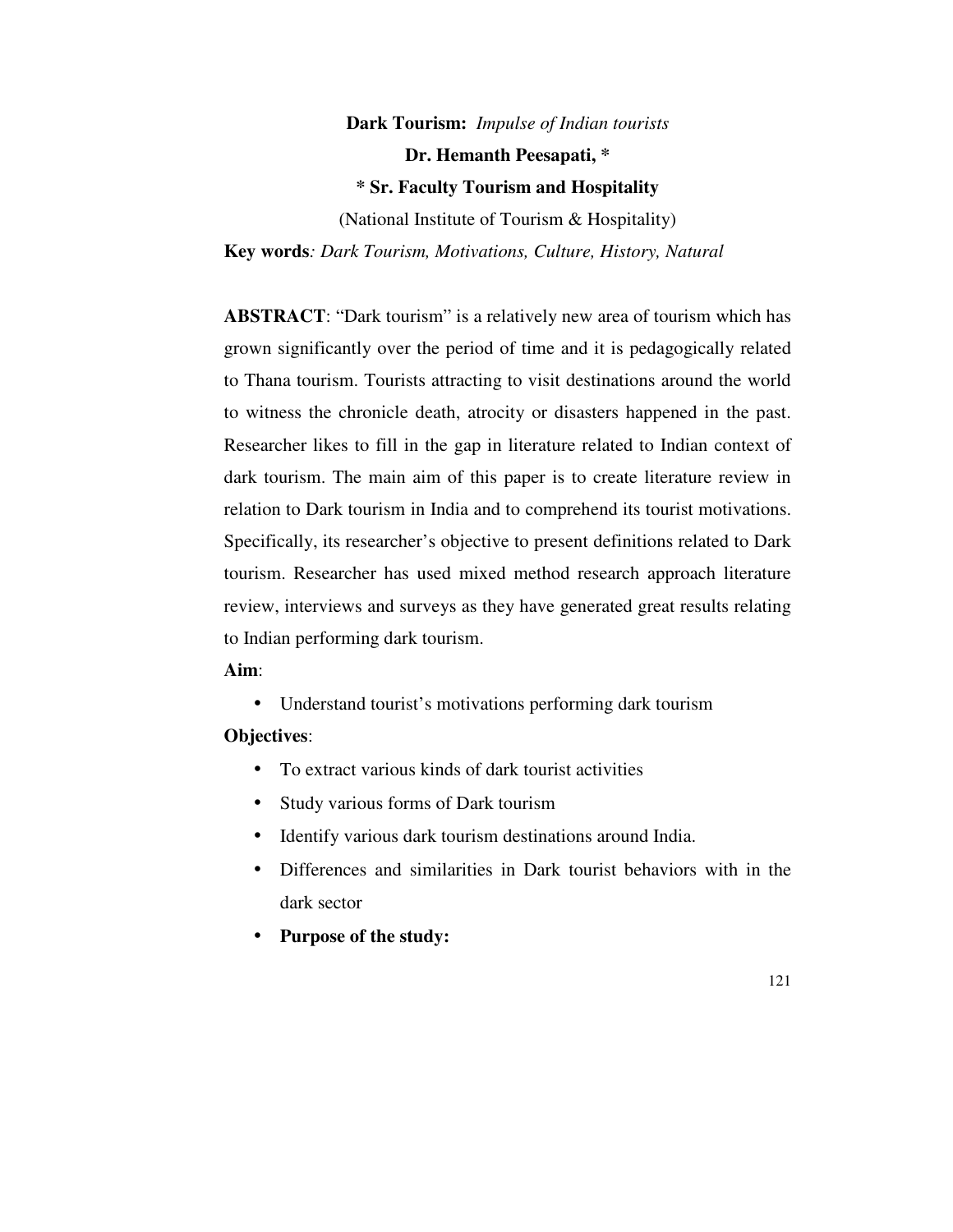# **Dark Tourism:** *Impulse of Indian tourists*

**Dr. Hemanth Peesapati, \***

**\* Sr. Faculty Tourism and Hospitality**

(National Institute of Tourism & Hospitality)

**Key words***: Dark Tourism, Motivations, Culture, History, Natural*

**ABSTRACT**: "Dark tourism" is a relatively new area of tourism which has grown significantly over the period of time and it is pedagogically related to Thana tourism. Tourists attracting to visit destinations around the world to witness the chronicle death, atrocity or disasters happened in the past. Researcher likes to fill in the gap in literature related to Indian context of dark tourism. The main aim of this paper is to create literature review in relation to Dark tourism in India and to comprehend its tourist motivations. Specifically, its researcher's objective to present definitions related to Dark tourism. Researcher has used mixed method research approach literature review, interviews and surveys as they have generated great results relating to Indian performing dark tourism.

**Aim**:

- Understand tourist's motivations performing dark tourism

**Objectives**:

- To extract various kinds of dark tourist activities
- Study various forms of Dark tourism
- Identify various dark tourism destinations around India.
- Differences and similarities in Dark tourist behaviors with in the dark sector
- **Purpose of the study:**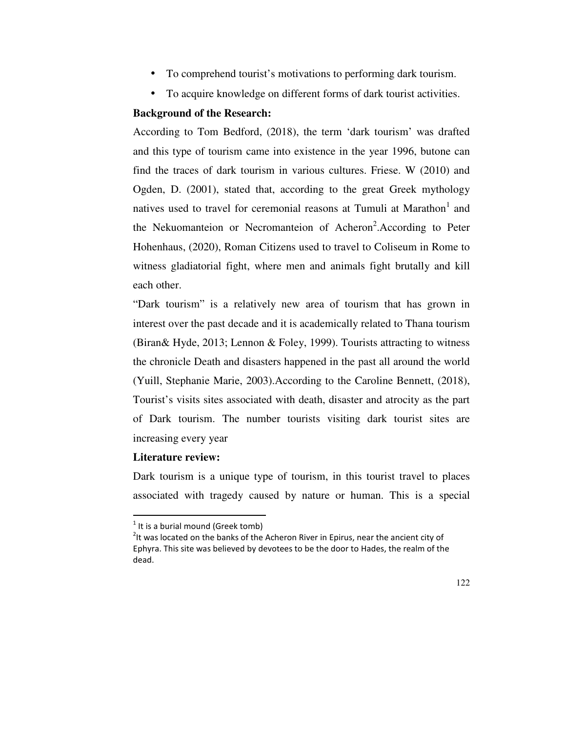- To comprehend tourist's motivations to performing dark tourism.
- To acquire knowledge on different forms of dark tourist activities.

**Background of the Research:**

According to Tom Bedford, (2018), the term 'dark tourism' was drafted and this type of tourism came into existence in the year 1996, butone can find the traces of dark tourism in various cultures. Friese. W (2010) and Ogden, D. (2001), stated that, according to the great Greek mythology natives used to travel for ceremonial reasons at Tumuli at Marathon[1] and the Nekuomanteion or Necromanteion of Acheron[2].According to Peter Hohenhaus, (2020), Roman Citizens used to travel to Coliseum in Rome to witness gladiatorial fight, where men and animals fight brutally and kill each other.

"Dark tourism" is a relatively new area of tourism that has grown in interest over the past decade and it is academically related to Thana tourism (Biran& Hyde, 2013; Lennon & Foley, 1999). Tourists attracting to witness the chronicle Death and disasters happened in the past all around the world (Yuill, Stephanie Marie, 2003).According to the Caroline Bennett, (2018), Tourist's visits sites associated with death, disaster and atrocity as the part of Dark tourism. The number tourists visiting dark tourist sites are increasing every year

**Literature review:**

Dark tourism is a unique type of tourism, in this tourist travel to places associated with tragedy caused by nature or human. This is a special

---

[1] It is a burial mound (Greek tomb)

[2] It was located on the banks of the Acheron River in Epirus, near the ancient city of Ephyra. This site was believed by devotees to be the door to Hades, the realm of the dead.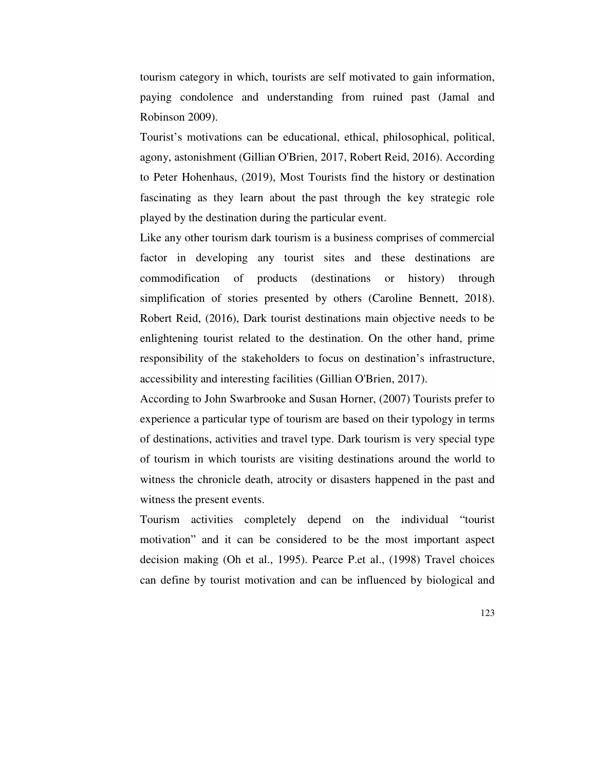tourism category in which, tourists are self motivated to gain information, paying condolence and understanding from ruined past (Jamal and Robinson 2009).

Tourist's motivations can be educational, ethical, philosophical, political, agony, astonishment (Gillian O'Brien, 2017, Robert Reid, 2016). According to Peter Hohenhaus, (2019), Most Tourists find the history or destination fascinating as they learn about the past through the key strategic role played by the destination during the particular event.

Like any other tourism dark tourism is a business comprises of commercial factor in developing any tourist sites and these destinations are commodification of products (destinations or history) through simplification of stories presented by others (Caroline Bennett, 2018). Robert Reid, (2016), Dark tourist destinations main objective needs to be enlightening tourist related to the destination. On the other hand, prime responsibility of the stakeholders to focus on destination's infrastructure, accessibility and interesting facilities (Gillian O'Brien, 2017).

According to John Swarbrooke and Susan Horner, (2007) Tourists prefer to experience a particular type of tourism are based on their typology in terms of destinations, activities and travel type. Dark tourism is very special type of tourism in which tourists are visiting destinations around the world to witness the chronicle death, atrocity or disasters happened in the past and witness the present events.

Tourism activities completely depend on the individual "tourist motivation" and it can be considered to be the most important aspect decision making (Oh et al., 1995). Pearce P.et al., (1998) Travel choices can define by tourist motivation and can be influenced by biological and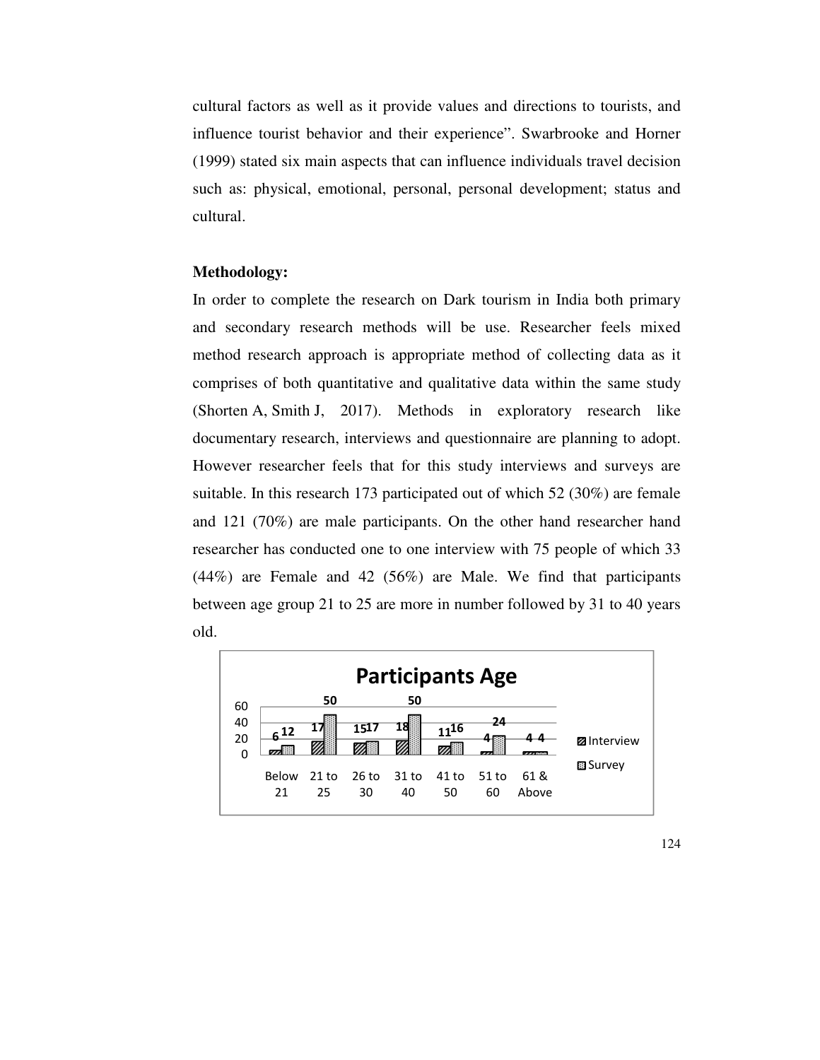cultural factors as well as it provide values and directions to tourists, and influence tourist behavior and their experience". Swarbrooke and Horner (1999) stated six main aspects that can influence individuals travel decision such as: physical, emotional, personal, personal development; status and cultural.

**Methodology:**

In order to complete the research on Dark tourism in India both primary and secondary research methods will be use. Researcher feels mixed method research approach is appropriate method of collecting data as it comprises of both quantitative and qualitative data within the same study (Shorten A, Smith J, 2017). Methods in exploratory research like documentary research, interviews and questionnaire are planning to adopt. However researcher feels that for this study interviews and surveys are suitable. In this research 173 participated out of which 52 (30%) are female and 121 (70%) are male participants. On the other hand researcher hand researcher has conducted one to one interview with 75 people of which 33 (44%) are Female and 42 (56%) are Male. We find that participants between age group 21 to 25 are more in number followed by 31 to 40 years old.

**Participants Age**

| | Below 21 | 21 to 25 | 26 to 30 | 31 to 40 | 41 to 50 | 51 to 60 | 61 & Above |
|---|---|---|---|---|---|---|---|
| Interview | 6 | 17 | 15 | 18 | 11 | 4 | 4 |
| Survey | 12 | 50 | 17 | 50 | 16 | 24 | 4 |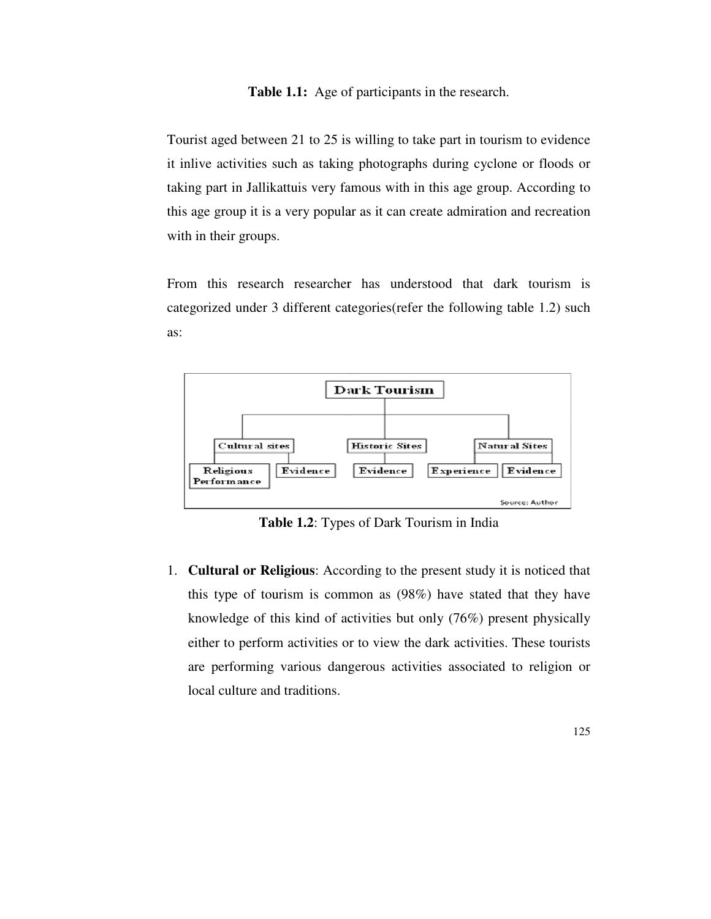**Table 1.1:** Age of participants in the research.

Tourist aged between 21 to 25 is willing to take part in tourism to evidence it inlive activities such as taking photographs during cyclone or floods or taking part in Jallikattuis very famous with in this age group. According to this age group it is a very popular as it can create admiration and recreation with in their groups.

From this research researcher has understood that dark tourism is categorized under 3 different categories(refer the following table 1.2) such as:

- Dark Tourism
  - Cultural sites
    - Religious Performance
    - Evidence
  - Historic Sites
    - Evidence
  - Natural Sites
    - Experience
    - Evidence

Source: Author

**Table 1.2**: Types of Dark Tourism in India

1. **Cultural or Religious**: According to the present study it is noticed that this type of tourism is common as (98%) have stated that they have knowledge of this kind of activities but only (76%) present physically either to perform activities or to view the dark activities. These tourists are performing various dangerous activities associated to religion or local culture and traditions.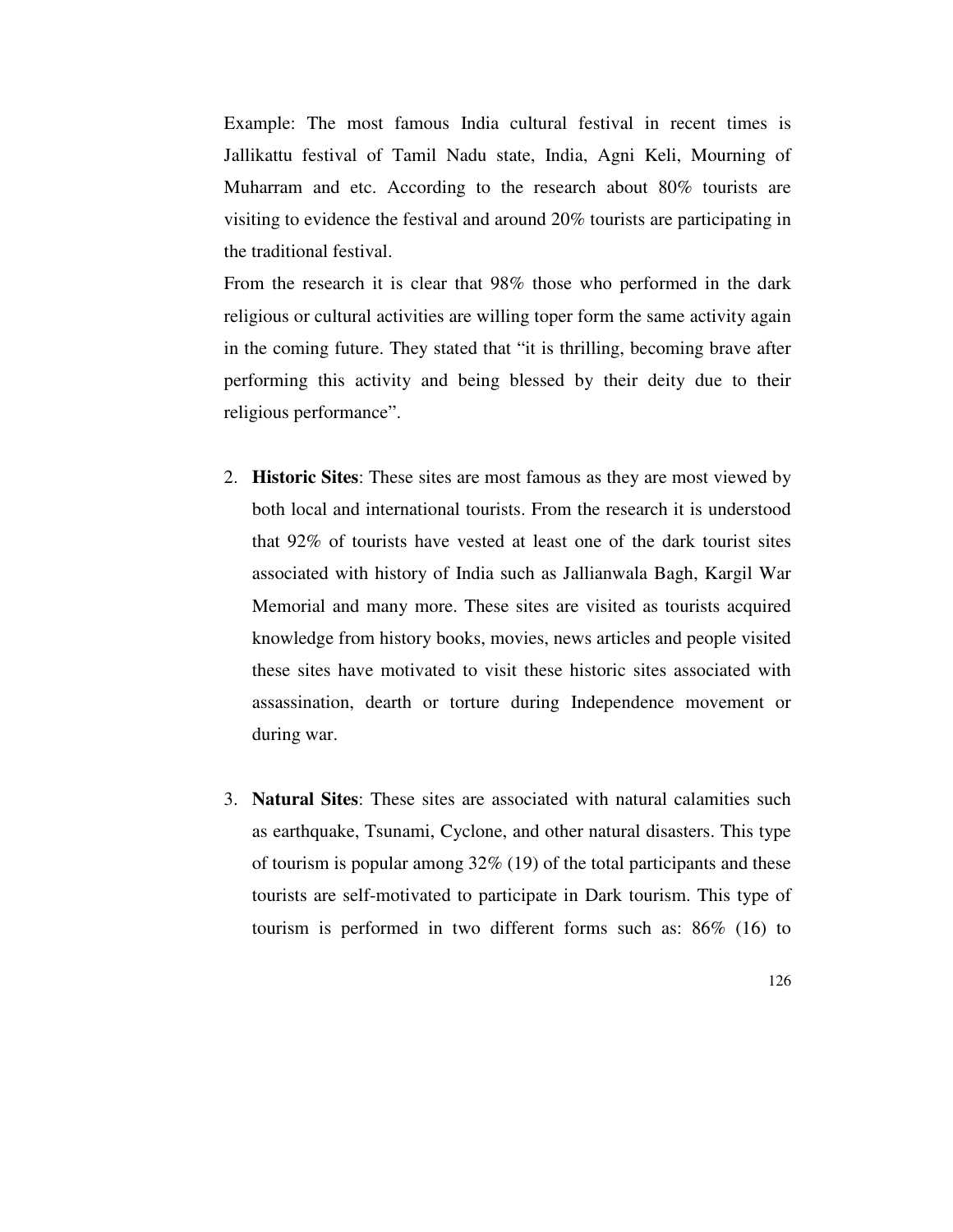Example: The most famous India cultural festival in recent times is Jallikattu festival of Tamil Nadu state, India, Agni Keli, Mourning of Muharram and etc. According to the research about 80% tourists are visiting to evidence the festival and around 20% tourists are participating in the traditional festival.

From the research it is clear that 98% those who performed in the dark religious or cultural activities are willing toper form the same activity again in the coming future. They stated that "it is thrilling, becoming brave after performing this activity and being blessed by their deity due to their religious performance".

2. **Historic Sites**: These sites are most famous as they are most viewed by both local and international tourists. From the research it is understood that 92% of tourists have vested at least one of the dark tourist sites associated with history of India such as Jallianwala Bagh, Kargil War Memorial and many more. These sites are visited as tourists acquired knowledge from history books, movies, news articles and people visited these sites have motivated to visit these historic sites associated with assassination, dearth or torture during Independence movement or during war.

3. **Natural Sites**: These sites are associated with natural calamities such as earthquake, Tsunami, Cyclone, and other natural disasters. This type of tourism is popular among 32% (19) of the total participants and these tourists are self-motivated to participate in Dark tourism. This type of tourism is performed in two different forms such as: 86% (16) to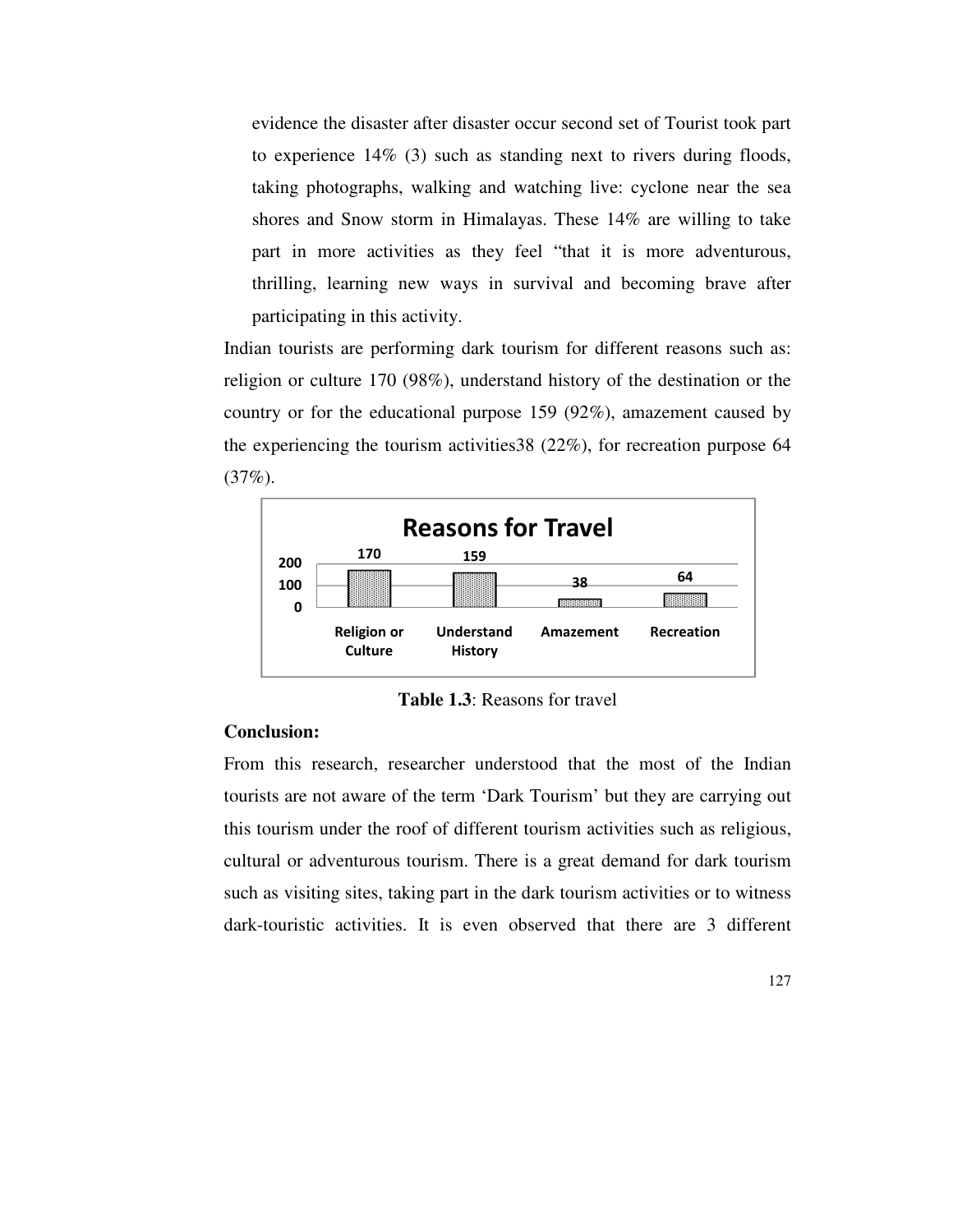evidence the disaster after disaster occur second set of Tourist took part to experience 14% (3) such as standing next to rivers during floods, taking photographs, walking and watching live: cyclone near the sea shores and Snow storm in Himalayas. These 14% are willing to take part in more activities as they feel "that it is more adventurous, thrilling, learning new ways in survival and becoming brave after participating in this activity.

Indian tourists are performing dark tourism for different reasons such as: religion or culture 170 (98%), understand history of the destination or the country or for the educational purpose 159 (92%), amazement caused by the experiencing the tourism activities38 (22%), for recreation purpose 64 (37%).

**Reasons for Travel**

| Religion or Culture | Understand History | Amazement | Recreation |
|---|---|---|---|
| 170 | 159 | 38 | 64 |

**Table 1.3**: Reasons for travel

**Conclusion:**

From this research, researcher understood that the most of the Indian tourists are not aware of the term 'Dark Tourism' but they are carrying out this tourism under the roof of different tourism activities such as religious, cultural or adventurous tourism. There is a great demand for dark tourism such as visiting sites, taking part in the dark tourism activities or to witness dark-touristic activities. It is even observed that there are 3 different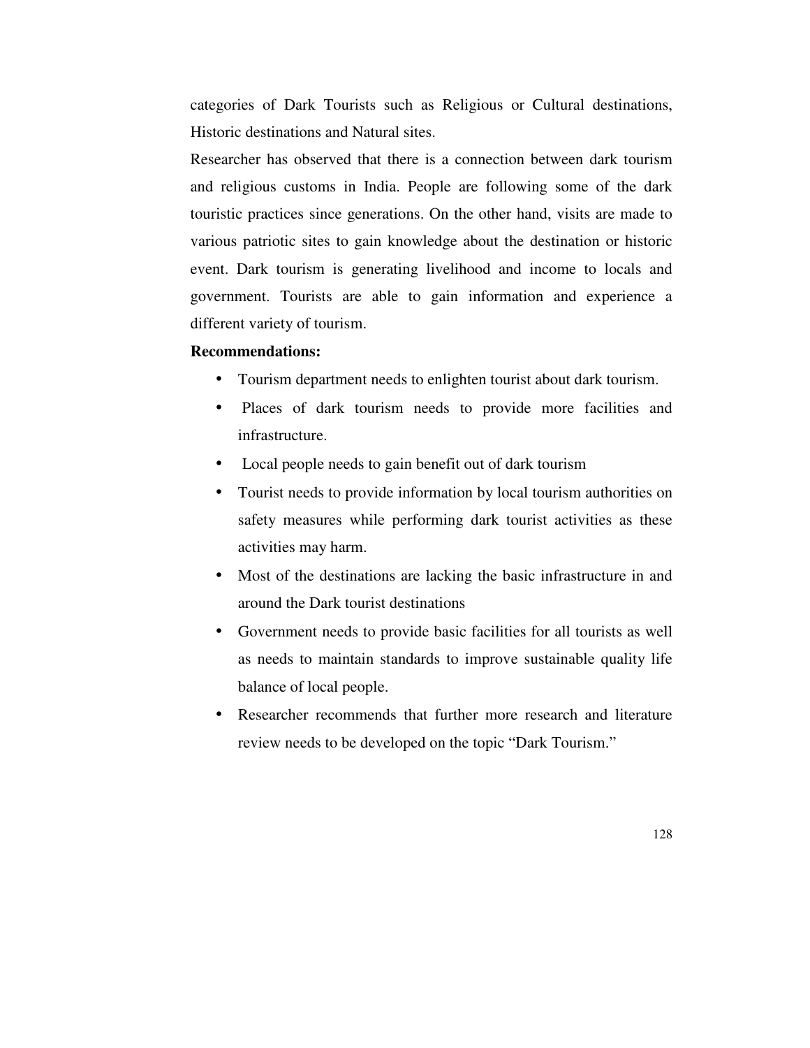categories of Dark Tourists such as Religious or Cultural destinations, Historic destinations and Natural sites.

Researcher has observed that there is a connection between dark tourism and religious customs in India. People are following some of the dark touristic practices since generations. On the other hand, visits are made to various patriotic sites to gain knowledge about the destination or historic event. Dark tourism is generating livelihood and income to locals and government. Tourists are able to gain information and experience a different variety of tourism.

**Recommendations:**

- Tourism department needs to enlighten tourist about dark tourism.
- Places of dark tourism needs to provide more facilities and infrastructure.
- Local people needs to gain benefit out of dark tourism
- Tourist needs to provide information by local tourism authorities on safety measures while performing dark tourist activities as these activities may harm.
- Most of the destinations are lacking the basic infrastructure in and around the Dark tourist destinations
- Government needs to provide basic facilities for all tourists as well as needs to maintain standards to improve sustainable quality life balance of local people.
- Researcher recommends that further more research and literature review needs to be developed on the topic “Dark Tourism.”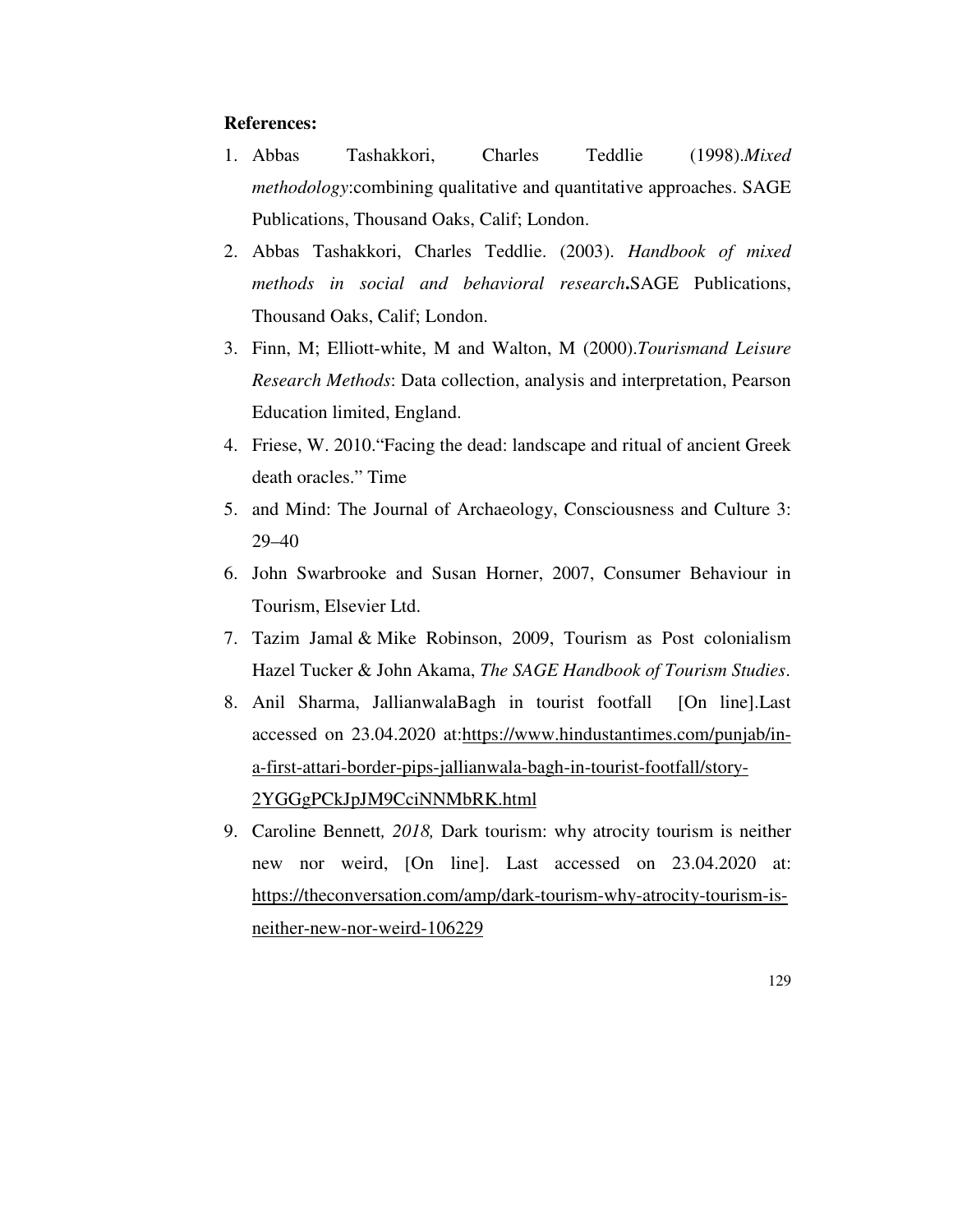**References:**

1. Abbas Tashakkori, Charles Teddlie (1998).*Mixed methodology*:combining qualitative and quantitative approaches. SAGE Publications, Thousand Oaks, Calif; London.
2. Abbas Tashakkori, Charles Teddlie. (2003). *Handbook of mixed methods in social and behavioral research***.**SAGE Publications, Thousand Oaks, Calif; London.
3. Finn, M; Elliott-white, M and Walton, M (2000).*Tourismand Leisure Research Methods*: Data collection, analysis and interpretation, Pearson Education limited, England.
4. Friese, W. 2010."Facing the dead: landscape and ritual of ancient Greek death oracles." Time
5. and Mind: The Journal of Archaeology, Consciousness and Culture 3: 29–40
6. John Swarbrooke and Susan Horner, 2007, Consumer Behaviour in Tourism, Elsevier Ltd.
7. Tazim Jamal & Mike Robinson, 2009, Tourism as Post colonialism Hazel Tucker & John Akama, *The SAGE Handbook of Tourism Studies*.
8. Anil Sharma, JallianwalaBagh in tourist footfall [On line].Last accessed on 23.04.2020 at:https://www.hindustantimes.com/punjab/in-a-first-attari-border-pips-jallianwala-bagh-in-tourist-footfall/story-2YGGgPCkJpJM9CciNNMbRK.html
9. Caroline Bennett*, 2018,* Dark tourism: why atrocity tourism is neither new nor weird, [On line]. Last accessed on 23.04.2020 at: https://theconversation.com/amp/dark-tourism-why-atrocity-tourism-is-neither-new-nor-weird-106229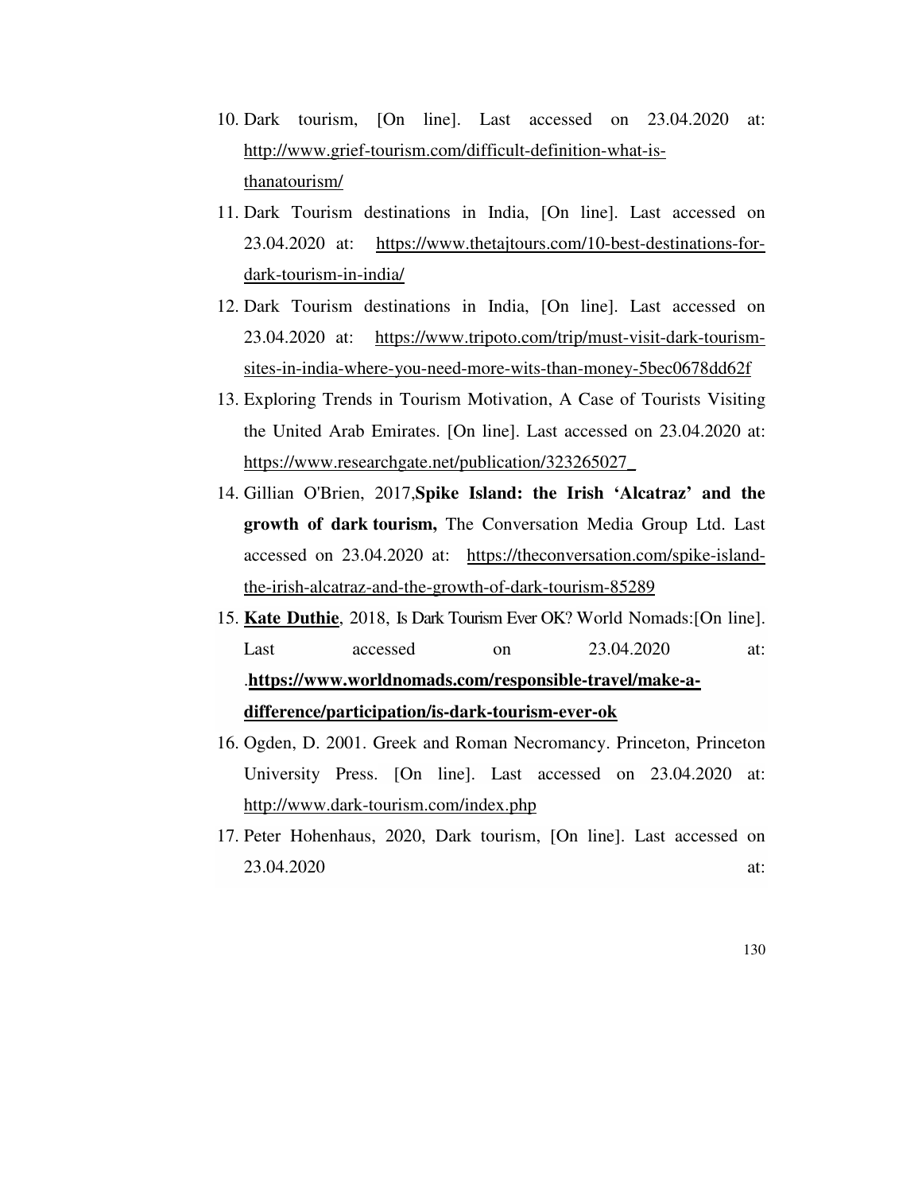10. Dark tourism, [On line]. Last accessed on 23.04.2020 at: http://www.grief-tourism.com/difficult-definition-what-is-thanatourism/
11. Dark Tourism destinations in India, [On line]. Last accessed on 23.04.2020 at: https://www.thetajtours.com/10-best-destinations-for-dark-tourism-in-india/
12. Dark Tourism destinations in India, [On line]. Last accessed on 23.04.2020 at: https://www.tripoto.com/trip/must-visit-dark-tourism-sites-in-india-where-you-need-more-wits-than-money-5bec0678dd62f
13. Exploring Trends in Tourism Motivation, A Case of Tourists Visiting the United Arab Emirates. [On line]. Last accessed on 23.04.2020 at: https://www.researchgate.net/publication/323265027_
14. Gillian O'Brien, 2017,**Spike Island: the Irish 'Alcatraz' and the growth of dark tourism,** The Conversation Media Group Ltd. Last accessed on 23.04.2020 at: https://theconversation.com/spike-island-the-irish-alcatraz-and-the-growth-of-dark-tourism-85289
15. **Kate Duthie**, 2018, Is Dark Tourism Ever OK? World Nomads:[On line]. Last accessed on 23.04.2020 at: .**https://www.worldnomads.com/responsible-travel/make-a-difference/participation/is-dark-tourism-ever-ok**
16. Ogden, D. 2001. Greek and Roman Necromancy. Princeton, Princeton University Press. [On line]. Last accessed on 23.04.2020 at: http://www.dark-tourism.com/index.php
17. Peter Hohenhaus, 2020, Dark tourism, [On line]. Last accessed on 23.04.2020 at: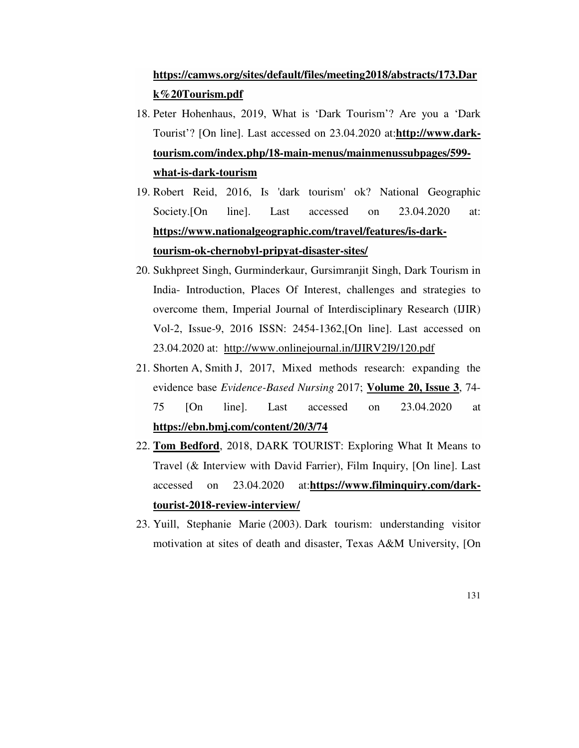**https://camws.org/sites/default/files/meeting2018/abstracts/173.Dark%20Tourism.pdf**

18. Peter Hohenhaus, 2019, What is 'Dark Tourism'? Are you a 'Dark Tourist'? [On line]. Last accessed on 23.04.2020 at:**http://www.dark-tourism.com/index.php/18-main-menus/mainmenussubpages/599-what-is-dark-tourism**
19. Robert Reid, 2016, Is 'dark tourism' ok? National Geographic Society.[On line]. Last accessed on 23.04.2020 at: **https://www.nationalgeographic.com/travel/features/is-dark-tourism-ok-chernobyl-pripyat-disaster-sites/**
20. Sukhpreet Singh, Gurminderkaur, Gursimranjit Singh, Dark Tourism in India- Introduction, Places Of Interest, challenges and strategies to overcome them, Imperial Journal of Interdisciplinary Research (IJIR) Vol-2, Issue-9, 2016 ISSN: 2454-1362,[On line]. Last accessed on 23.04.2020 at: http://www.onlinejournal.in/IJIRV2I9/120.pdf
21. Shorten A, Smith J, 2017, Mixed methods research: expanding the evidence base *Evidence-Based Nursing* 2017; **Volume 20, Issue 3**, 74-75 [On line]. Last accessed on 23.04.2020 at **https://ebn.bmj.com/content/20/3/74**
22. **Tom Bedford**, 2018, DARK TOURIST: Exploring What It Means to Travel (& Interview with David Farrier), Film Inquiry, [On line]. Last accessed on 23.04.2020 at:**https://www.filminquiry.com/dark-tourist-2018-review-interview/**
23. Yuill, Stephanie Marie (2003). Dark tourism: understanding visitor motivation at sites of death and disaster, Texas A&M University, [On